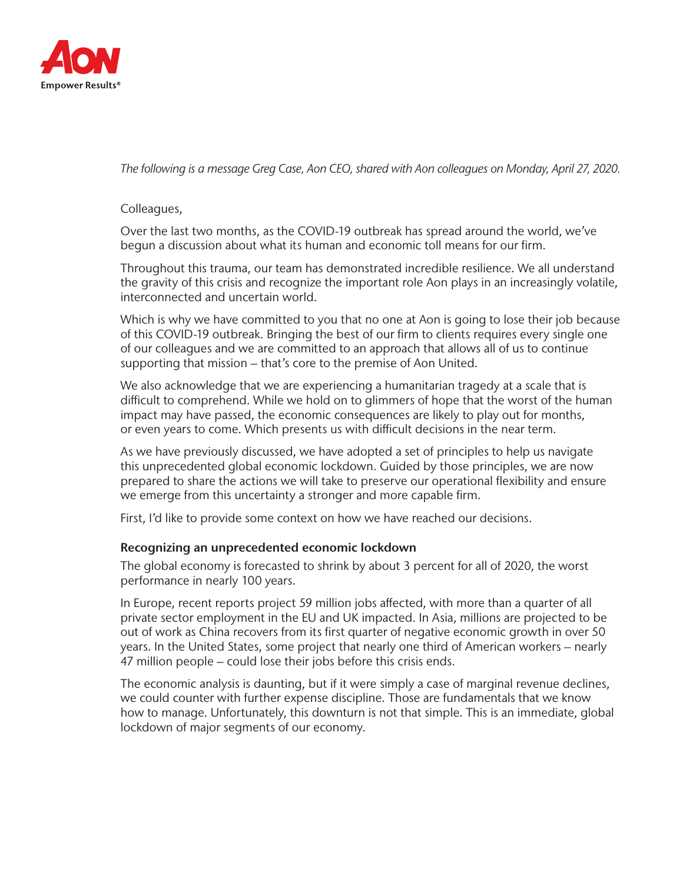*The following is a message Greg Case, Aon CEO, shared with Aon colleagues on Monday, April 27, 2020.*

Colleagues,

Over the last two months, as the COVID-19 outbreak has spread around the world, we've begun a discussion about what its human and economic toll means for our firm.

Throughout this trauma, our team has demonstrated incredible resilience. We all understand the gravity of this crisis and recognize the important role Aon plays in an increasingly volatile, interconnected and uncertain world.

Which is why we have committed to you that no one at Aon is going to lose their job because of this COVID-19 outbreak. Bringing the best of our firm to clients requires every single one of our colleagues and we are committed to an approach that allows all of us to continue supporting that mission – that's core to the premise of Aon United.

We also acknowledge that we are experiencing a humanitarian tragedy at a scale that is difficult to comprehend. While we hold on to glimmers of hope that the worst of the human impact may have passed, the economic consequences are likely to play out for months, or even years to come. Which presents us with difficult decisions in the near term.

As we have previously discussed, we have adopted a set of principles to help us navigate this unprecedented global economic lockdown. Guided by those principles, we are now prepared to share the actions we will take to preserve our operational flexibility and ensure we emerge from this uncertainty a stronger and more capable firm.

First, I'd like to provide some context on how we have reached our decisions.

**Recognizing an unprecedented economic lockdown**

The global economy is forecasted to shrink by about 3 percent for all of 2020, the worst performance in nearly 100 years.

In Europe, recent reports project 59 million jobs affected, with more than a quarter of all private sector employment in the EU and UK impacted. In Asia, millions are projected to be out of work as China recovers from its first quarter of negative economic growth in over 50 years. In the United States, some project that nearly one third of American workers – nearly 47 million people – could lose their jobs before this crisis ends.

The economic analysis is daunting, but if it were simply a case of marginal revenue declines, we could counter with further expense discipline. Those are fundamentals that we know how to manage. Unfortunately, this downturn is not that simple. This is an immediate, global lockdown of major segments of our economy.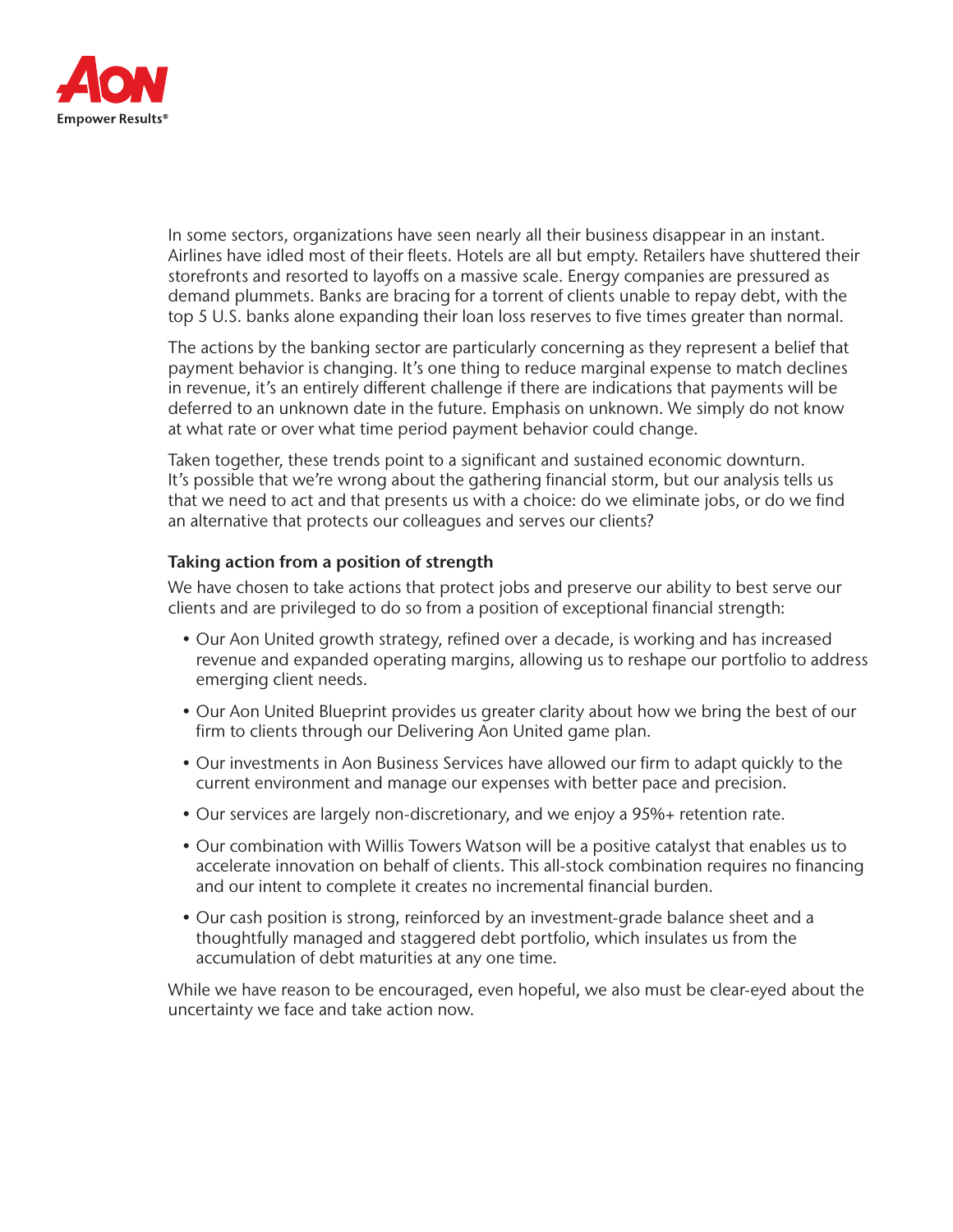In some sectors, organizations have seen nearly all their business disappear in an instant. Airlines have idled most of their fleets. Hotels are all but empty. Retailers have shuttered their storefronts and resorted to layoffs on a massive scale. Energy companies are pressured as demand plummets. Banks are bracing for a torrent of clients unable to repay debt, with the top 5 U.S. banks alone expanding their loan loss reserves to five times greater than normal.

The actions by the banking sector are particularly concerning as they represent a belief that payment behavior is changing. It's one thing to reduce marginal expense to match declines in revenue, it's an entirely different challenge if there are indications that payments will be deferred to an unknown date in the future. Emphasis on unknown. We simply do not know at what rate or over what time period payment behavior could change.

Taken together, these trends point to a significant and sustained economic downturn. It's possible that we're wrong about the gathering financial storm, but our analysis tells us that we need to act and that presents us with a choice: do we eliminate jobs, or do we find an alternative that protects our colleagues and serves our clients?

**Taking action from a position of strength**

We have chosen to take actions that protect jobs and preserve our ability to best serve our clients and are privileged to do so from a position of exceptional financial strength:

- Our Aon United growth strategy, refined over a decade, is working and has increased revenue and expanded operating margins, allowing us to reshape our portfolio to address emerging client needs.
- Our Aon United Blueprint provides us greater clarity about how we bring the best of our firm to clients through our Delivering Aon United game plan.
- Our investments in Aon Business Services have allowed our firm to adapt quickly to the current environment and manage our expenses with better pace and precision.
- Our services are largely non-discretionary, and we enjoy a 95%+ retention rate.
- Our combination with Willis Towers Watson will be a positive catalyst that enables us to accelerate innovation on behalf of clients. This all-stock combination requires no financing and our intent to complete it creates no incremental financial burden.
- Our cash position is strong, reinforced by an investment-grade balance sheet and a thoughtfully managed and staggered debt portfolio, which insulates us from the accumulation of debt maturities at any one time.

While we have reason to be encouraged, even hopeful, we also must be clear-eyed about the uncertainty we face and take action now.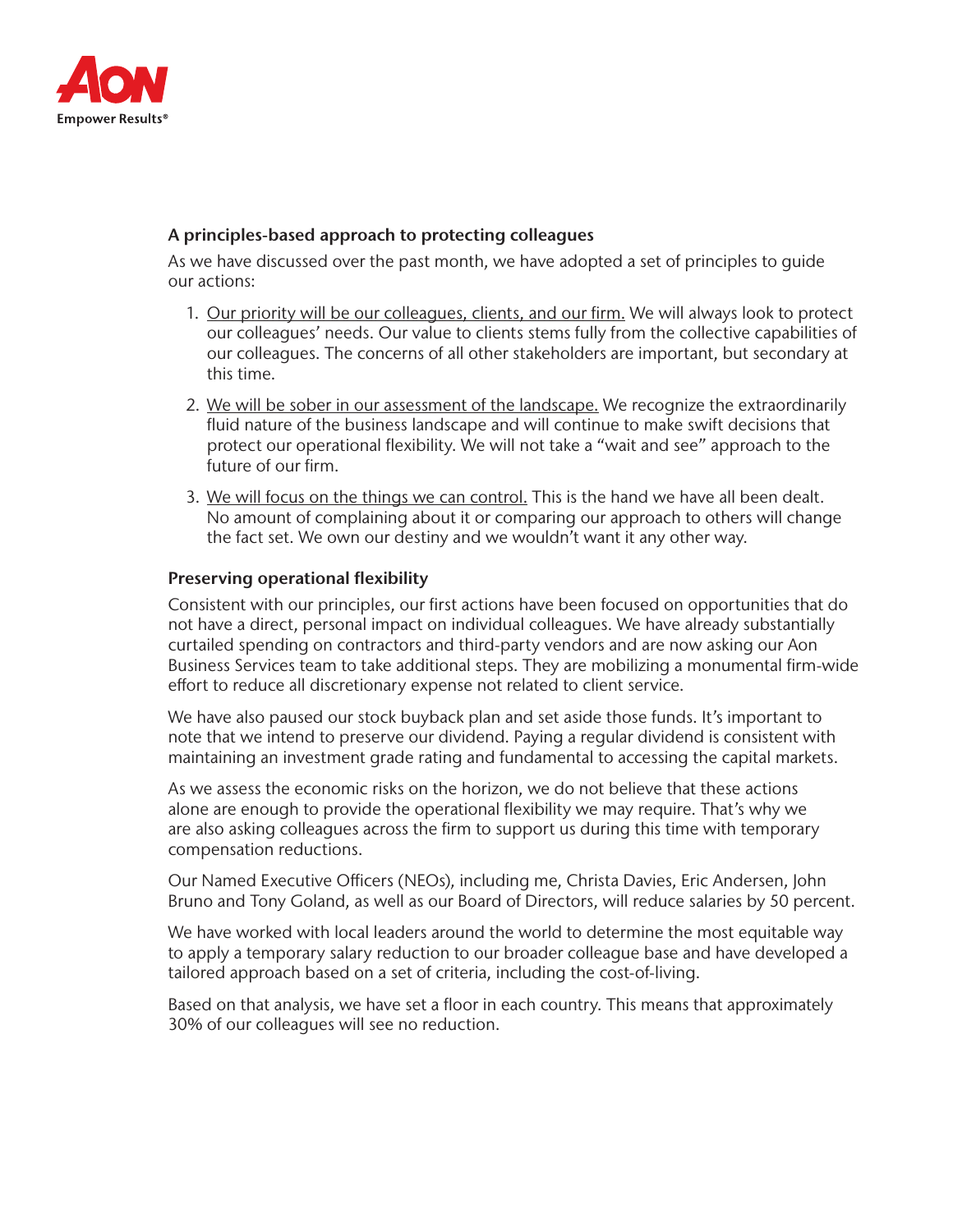## A principles-based approach to protecting colleagues

As we have discussed over the past month, we have adopted a set of principles to guide our actions:

1. Our priority will be our colleagues, clients, and our firm. We will always look to protect our colleagues' needs. Our value to clients stems fully from the collective capabilities of our colleagues. The concerns of all other stakeholders are important, but secondary at this time.

2. We will be sober in our assessment of the landscape. We recognize the extraordinarily fluid nature of the business landscape and will continue to make swift decisions that protect our operational flexibility. We will not take a "wait and see" approach to the future of our firm.

3. We will focus on the things we can control. This is the hand we have all been dealt. No amount of complaining about it or comparing our approach to others will change the fact set. We own our destiny and we wouldn't want it any other way.

## Preserving operational flexibility

Consistent with our principles, our first actions have been focused on opportunities that do not have a direct, personal impact on individual colleagues. We have already substantially curtailed spending on contractors and third-party vendors and are now asking our Aon Business Services team to take additional steps. They are mobilizing a monumental firm-wide effort to reduce all discretionary expense not related to client service.

We have also paused our stock buyback plan and set aside those funds. It's important to note that we intend to preserve our dividend. Paying a regular dividend is consistent with maintaining an investment grade rating and fundamental to accessing the capital markets.

As we assess the economic risks on the horizon, we do not believe that these actions alone are enough to provide the operational flexibility we may require. That's why we are also asking colleagues across the firm to support us during this time with temporary compensation reductions.

Our Named Executive Officers (NEOs), including me, Christa Davies, Eric Andersen, John Bruno and Tony Goland, as well as our Board of Directors, will reduce salaries by 50 percent.

We have worked with local leaders around the world to determine the most equitable way to apply a temporary salary reduction to our broader colleague base and have developed a tailored approach based on a set of criteria, including the cost-of-living.

Based on that analysis, we have set a floor in each country. This means that approximately 30% of our colleagues will see no reduction.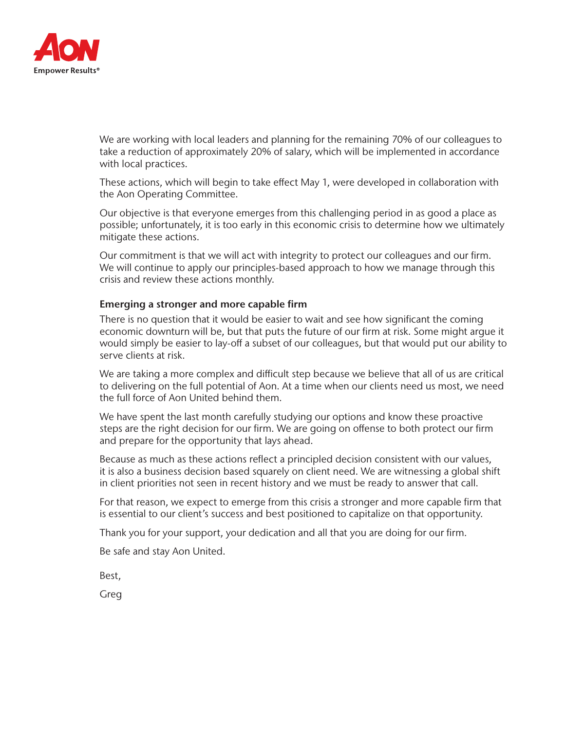We are working with local leaders and planning for the remaining 70% of our colleagues to take a reduction of approximately 20% of salary, which will be implemented in accordance with local practices.

These actions, which will begin to take effect May 1, were developed in collaboration with the Aon Operating Committee.

Our objective is that everyone emerges from this challenging period in as good a place as possible; unfortunately, it is too early in this economic crisis to determine how we ultimately mitigate these actions.

Our commitment is that we will act with integrity to protect our colleagues and our firm. We will continue to apply our principles-based approach to how we manage through this crisis and review these actions monthly.

**Emerging a stronger and more capable firm**

There is no question that it would be easier to wait and see how significant the coming economic downturn will be, but that puts the future of our firm at risk. Some might argue it would simply be easier to lay-off a subset of our colleagues, but that would put our ability to serve clients at risk.

We are taking a more complex and difficult step because we believe that all of us are critical to delivering on the full potential of Aon. At a time when our clients need us most, we need the full force of Aon United behind them.

We have spent the last month carefully studying our options and know these proactive steps are the right decision for our firm. We are going on offense to both protect our firm and prepare for the opportunity that lays ahead.

Because as much as these actions reflect a principled decision consistent with our values, it is also a business decision based squarely on client need. We are witnessing a global shift in client priorities not seen in recent history and we must be ready to answer that call.

For that reason, we expect to emerge from this crisis a stronger and more capable firm that is essential to our client's success and best positioned to capitalize on that opportunity.

Thank you for your support, your dedication and all that you are doing for our firm.

Be safe and stay Aon United.

Best,

Greg